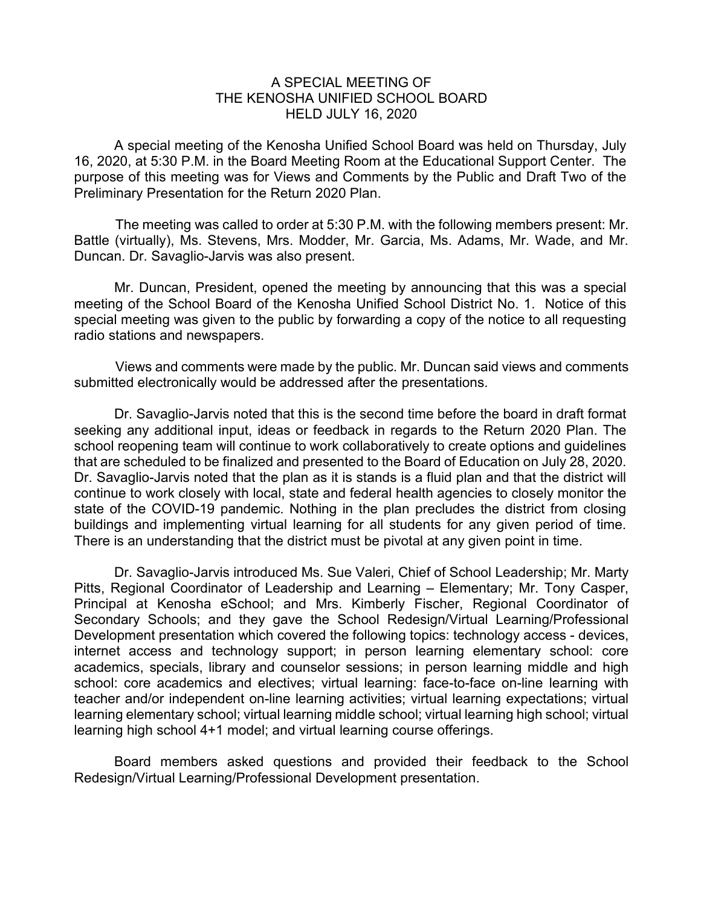# A SPECIAL MEETING OF THE KENOSHA UNIFIED SCHOOL BOARD HELD JULY 16, 2020

A special meeting of the Kenosha Unified School Board was held on Thursday, July 16, 2020, at 5:30 P.M. in the Board Meeting Room at the Educational Support Center. The purpose of this meeting was for Views and Comments by the Public and Draft Two of the Preliminary Presentation for the Return 2020 Plan.

The meeting was called to order at 5:30 P.M. with the following members present: Mr. Battle (virtually), Ms. Stevens, Mrs. Modder, Mr. Garcia, Ms. Adams, Mr. Wade, and Mr. Duncan. Dr. Savaglio-Jarvis was also present.

Mr. Duncan, President, opened the meeting by announcing that this was a special meeting of the School Board of the Kenosha Unified School District No. 1. Notice of this special meeting was given to the public by forwarding a copy of the notice to all requesting radio stations and newspapers.

Views and comments were made by the public. Mr. Duncan said views and comments submitted electronically would be addressed after the presentations.

Dr. Savaglio-Jarvis noted that this is the second time before the board in draft format seeking any additional input, ideas or feedback in regards to the Return 2020 Plan. The school reopening team will continue to work collaboratively to create options and guidelines that are scheduled to be finalized and presented to the Board of Education on July 28, 2020. Dr. Savaglio-Jarvis noted that the plan as it is stands is a fluid plan and that the district will continue to work closely with local, state and federal health agencies to closely monitor the state of the COVID-19 pandemic. Nothing in the plan precludes the district from closing buildings and implementing virtual learning for all students for any given period of time. There is an understanding that the district must be pivotal at any given point in time.

Dr. Savaglio-Jarvis introduced Ms. Sue Valeri, Chief of School Leadership; Mr. Marty Pitts, Regional Coordinator of Leadership and Learning – Elementary; Mr. Tony Casper, Principal at Kenosha eSchool; and Mrs. Kimberly Fischer, Regional Coordinator of Secondary Schools; and they gave the School Redesign/Virtual Learning/Professional Development presentation which covered the following topics: technology access - devices, internet access and technology support; in person learning elementary school: core academics, specials, library and counselor sessions; in person learning middle and high school: core academics and electives; virtual learning: face-to-face on-line learning with teacher and/or independent on-line learning activities; virtual learning expectations; virtual learning elementary school; virtual learning middle school; virtual learning high school; virtual learning high school 4+1 model; and virtual learning course offerings.

Board members asked questions and provided their feedback to the School Redesign/Virtual Learning/Professional Development presentation.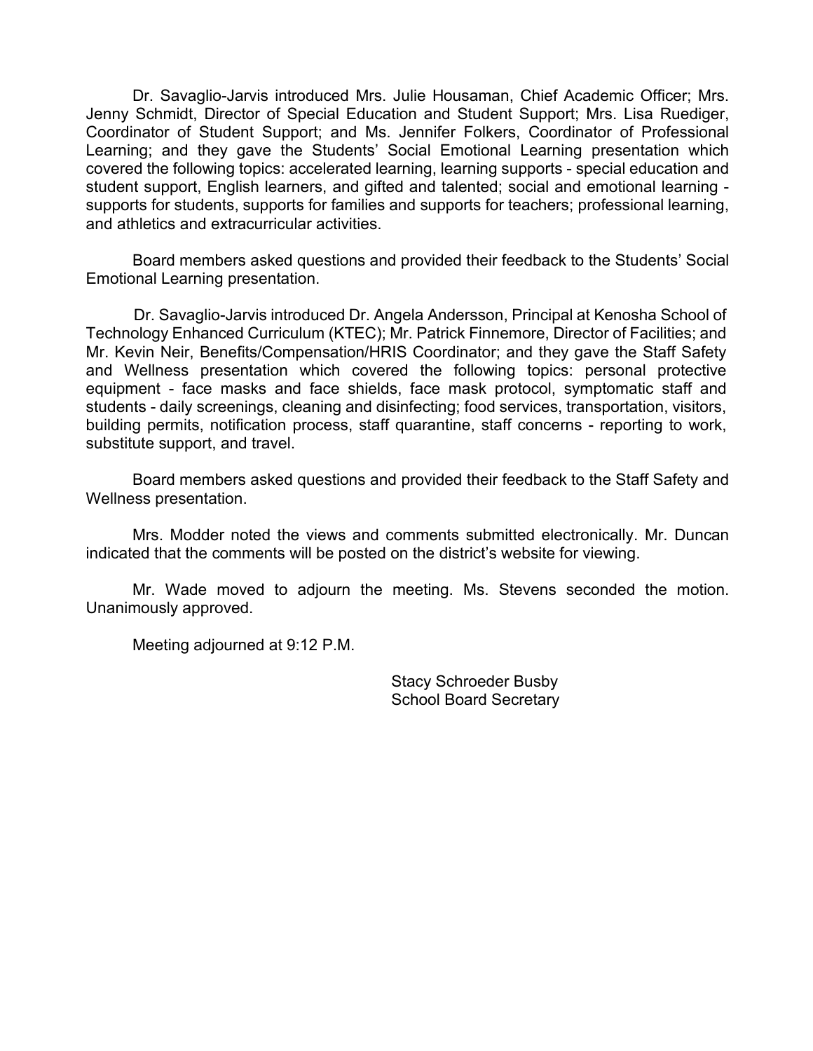Dr. Savaglio-Jarvis introduced Mrs. Julie Housaman, Chief Academic Officer; Mrs. Jenny Schmidt, Director of Special Education and Student Support; Mrs. Lisa Ruediger, Coordinator of Student Support; and Ms. Jennifer Folkers, Coordinator of Professional Learning; and they gave the Students' Social Emotional Learning presentation which covered the following topics: accelerated learning, learning supports - special education and student support, English learners, and gifted and talented; social and emotional learning - supports for students, supports for families and supports for teachers; professional learning, and athletics and extracurricular activities.

Board members asked questions and provided their feedback to the Students' Social Emotional Learning presentation.

Dr. Savaglio-Jarvis introduced Dr. Angela Andersson, Principal at Kenosha School of Technology Enhanced Curriculum (KTEC); Mr. Patrick Finnemore, Director of Facilities; and Mr. Kevin Neir, Benefits/Compensation/HRIS Coordinator; and they gave the Staff Safety and Wellness presentation which covered the following topics: personal protective equipment - face masks and face shields, face mask protocol, symptomatic staff and students - daily screenings, cleaning and disinfecting; food services, transportation, visitors, building permits, notification process, staff quarantine, staff concerns - reporting to work, substitute support, and travel.

Board members asked questions and provided their feedback to the Staff Safety and Wellness presentation.

Mrs. Modder noted the views and comments submitted electronically. Mr. Duncan indicated that the comments will be posted on the district's website for viewing.

Mr. Wade moved to adjourn the meeting. Ms. Stevens seconded the motion. Unanimously approved.

Meeting adjourned at 9:12 P.M.

Stacy Schroeder Busby
School Board Secretary